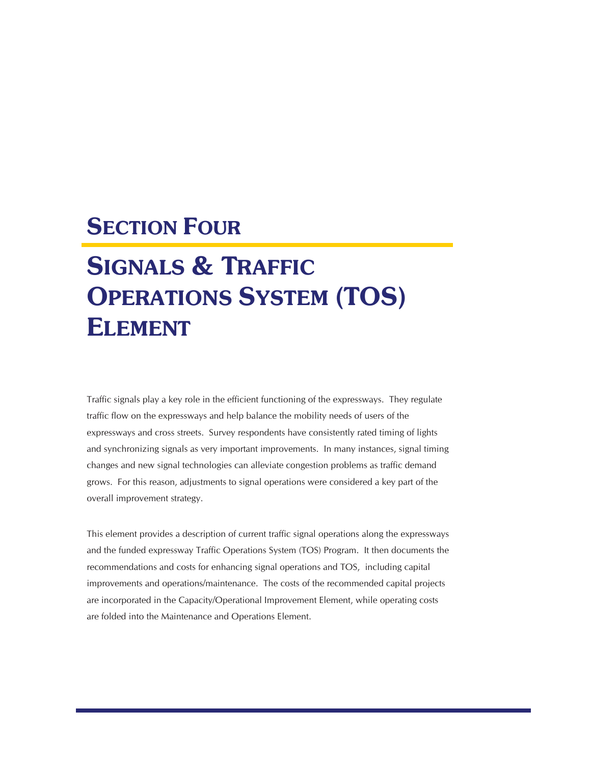# SECTION FOUR

# SIGNALS & TRAFFIC OPERATIONS SYSTEM (TOS) ELEMENT

Traffic signals play a key role in the efficient functioning of the expressways. They regulate traffic flow on the expressways and help balance the mobility needs of users of the expressways and cross streets. Survey respondents have consistently rated timing of lights and synchronizing signals as very important improvements. In many instances, signal timing changes and new signal technologies can alleviate congestion problems as traffic demand grows. For this reason, adjustments to signal operations were considered a key part of the overall improvement strategy.

This element provides a description of current traffic signal operations along the expressways and the funded expressway Traffic Operations System (TOS) Program. It then documents the recommendations and costs for enhancing signal operations and TOS, including capital improvements and operations/maintenance. The costs of the recommended capital projects are incorporated in the Capacity/Operational Improvement Element, while operating costs are folded into the Maintenance and Operations Element.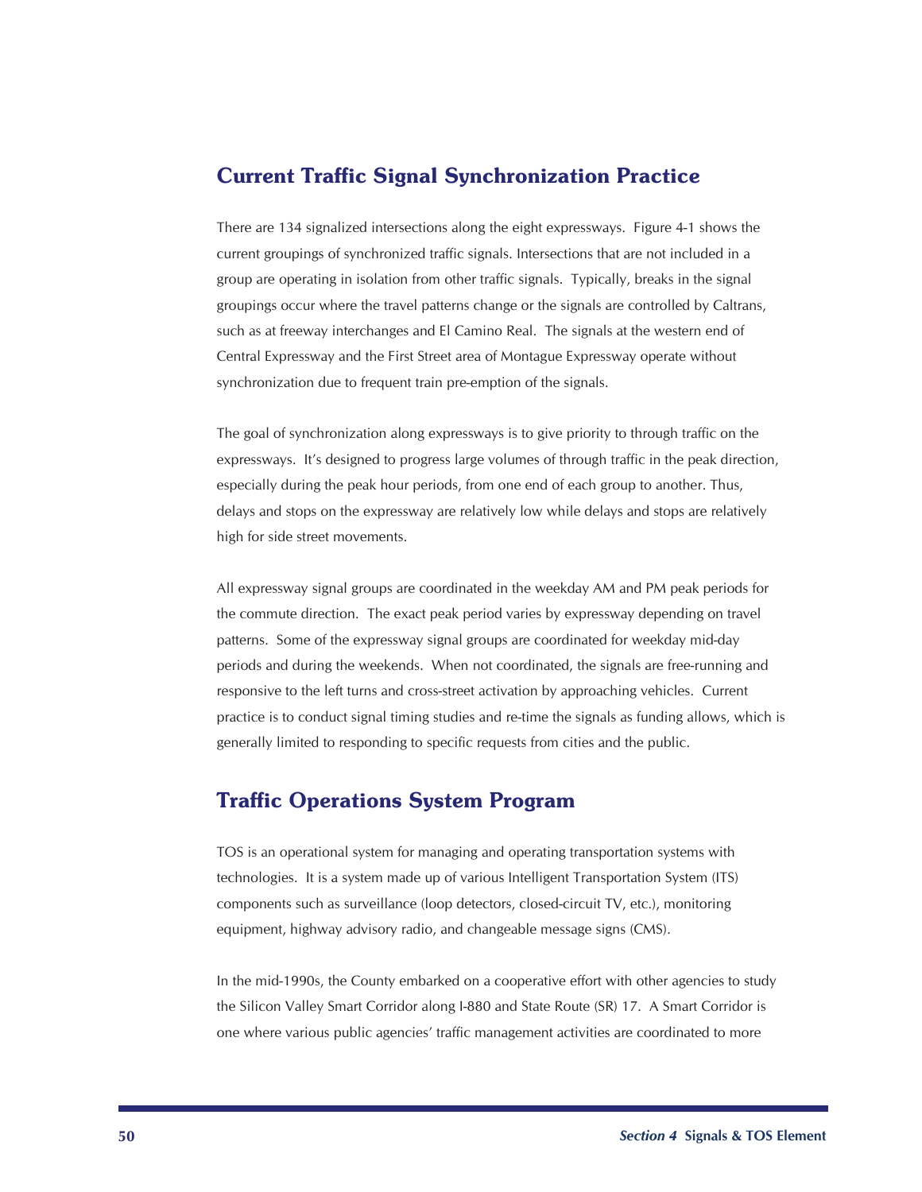## Current Traffic Signal Synchronization Practice

There are 134 signalized intersections along the eight expressways. Figure 4-1 shows the current groupings of synchronized traffic signals. Intersections that are not included in a group are operating in isolation from other traffic signals. Typically, breaks in the signal groupings occur where the travel patterns change or the signals are controlled by Caltrans, such as at freeway interchanges and El Camino Real. The signals at the western end of Central Expressway and the First Street area of Montague Expressway operate without synchronization due to frequent train pre-emption of the signals.

The goal of synchronization along expressways is to give priority to through traffic on the expressways. It's designed to progress large volumes of through traffic in the peak direction, especially during the peak hour periods, from one end of each group to another. Thus, delays and stops on the expressway are relatively low while delays and stops are relatively high for side street movements.

All expressway signal groups are coordinated in the weekday AM and PM peak periods for the commute direction. The exact peak period varies by expressway depending on travel patterns. Some of the expressway signal groups are coordinated for weekday mid-day periods and during the weekends. When not coordinated, the signals are free-running and responsive to the left turns and cross-street activation by approaching vehicles. Current practice is to conduct signal timing studies and re-time the signals as funding allows, which is generally limited to responding to specific requests from cities and the public.

## Traffic Operations System Program

TOS is an operational system for managing and operating transportation systems with technologies. It is a system made up of various Intelligent Transportation System (ITS) components such as surveillance (loop detectors, closed-circuit TV, etc.), monitoring equipment, highway advisory radio, and changeable message signs (CMS).

In the mid-1990s, the County embarked on a cooperative effort with other agencies to study the Silicon Valley Smart Corridor along I-880 and State Route (SR) 17. A Smart Corridor is one where various public agencies' traffic management activities are coordinated to more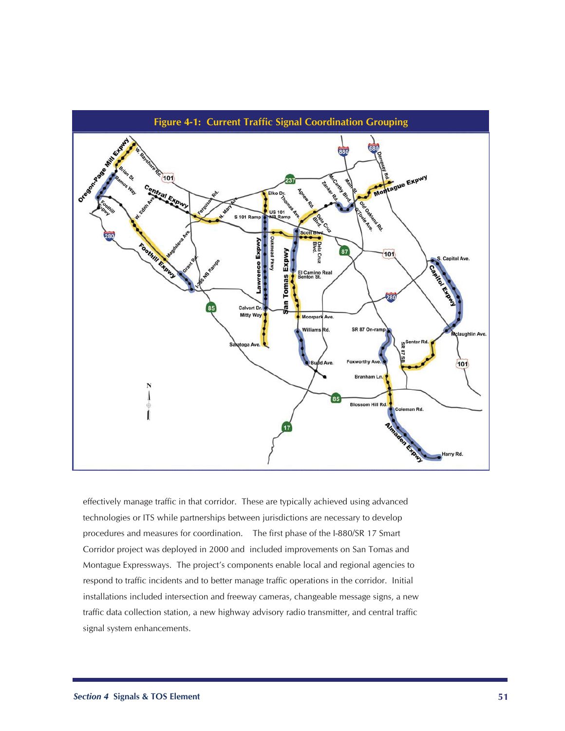**Figure 4-1: Current Traffic Signal Coordination Grouping**

effectively manage traffic in that corridor. These are typically achieved using advanced technologies or ITS while partnerships between jurisdictions are necessary to develop procedures and measures for coordination. The first phase of the I-880/SR 17 Smart Corridor project was deployed in 2000 and included improvements on San Tomas and Montague Expressways. The project's components enable local and regional agencies to respond to traffic incidents and to better manage traffic operations in the corridor. Initial installations included intersection and freeway cameras, changeable message signs, a new traffic data collection station, a new highway advisory radio transmitter, and central traffic signal system enhancements.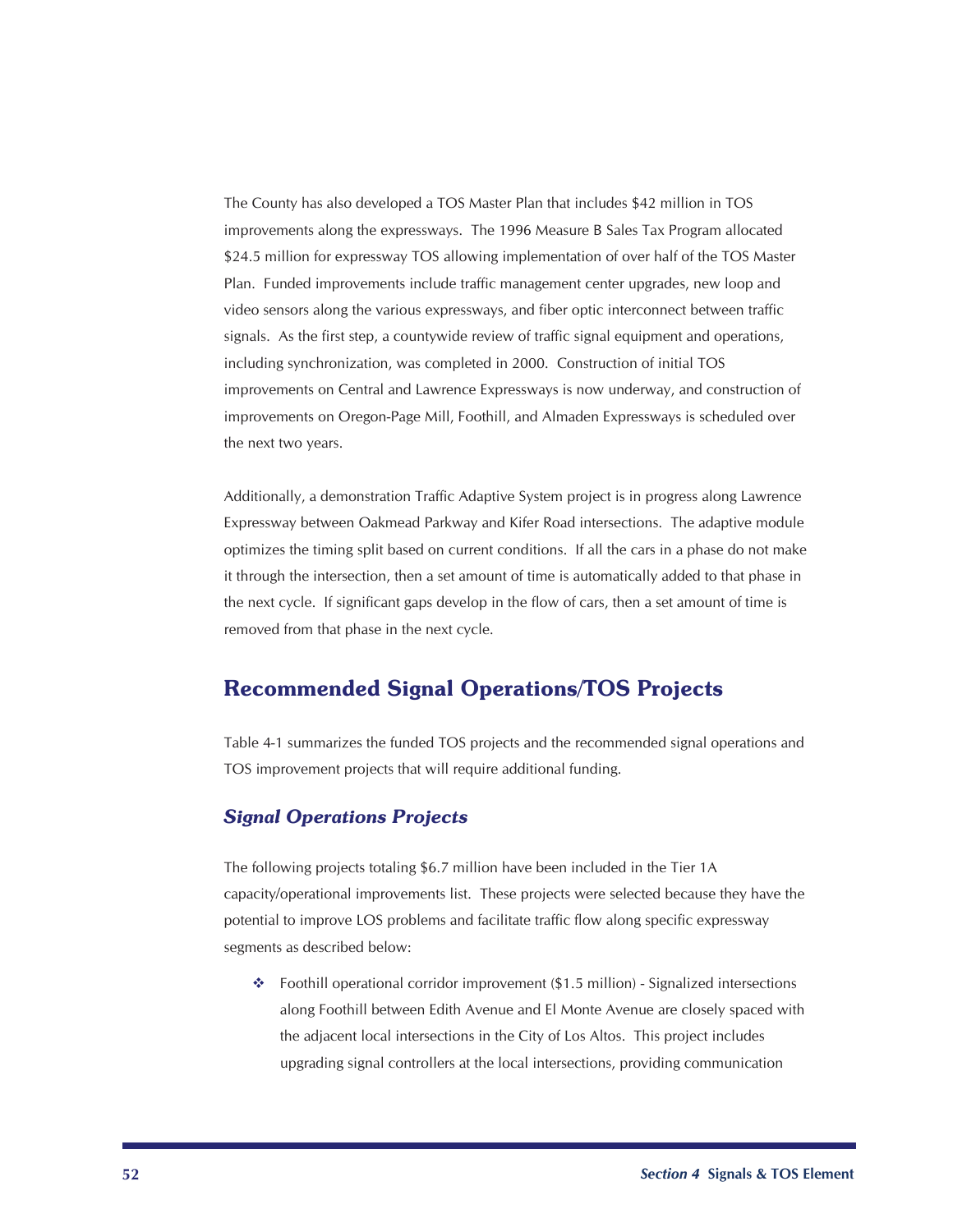The County has also developed a TOS Master Plan that includes $42 million in TOS improvements along the expressways. The 1996 Measure B Sales Tax Program allocated $24.5 million for expressway TOS allowing implementation of over half of the TOS Master Plan. Funded improvements include traffic management center upgrades, new loop and video sensors along the various expressways, and fiber optic interconnect between traffic signals. As the first step, a countywide review of traffic signal equipment and operations, including synchronization, was completed in 2000. Construction of initial TOS improvements on Central and Lawrence Expressways is now underway, and construction of improvements on Oregon-Page Mill, Foothill, and Almaden Expressways is scheduled over the next two years.

Additionally, a demonstration Traffic Adaptive System project is in progress along Lawrence Expressway between Oakmead Parkway and Kifer Road intersections. The adaptive module optimizes the timing split based on current conditions. If all the cars in a phase do not make it through the intersection, then a set amount of time is automatically added to that phase in the next cycle. If significant gaps develop in the flow of cars, then a set amount of time is removed from that phase in the next cycle.

## Recommended Signal Operations/TOS Projects

Table 4-1 summarizes the funded TOS projects and the recommended signal operations and TOS improvement projects that will require additional funding.

### *Signal Operations Projects*

The following projects totaling $6.7 million have been included in the Tier 1A capacity/operational improvements list. These projects were selected because they have the potential to improve LOS problems and facilitate traffic flow along specific expressway segments as described below:

- Foothill operational corridor improvement ($1.5 million) - Signalized intersections along Foothill between Edith Avenue and El Monte Avenue are closely spaced with the adjacent local intersections in the City of Los Altos. This project includes upgrading signal controllers at the local intersections, providing communication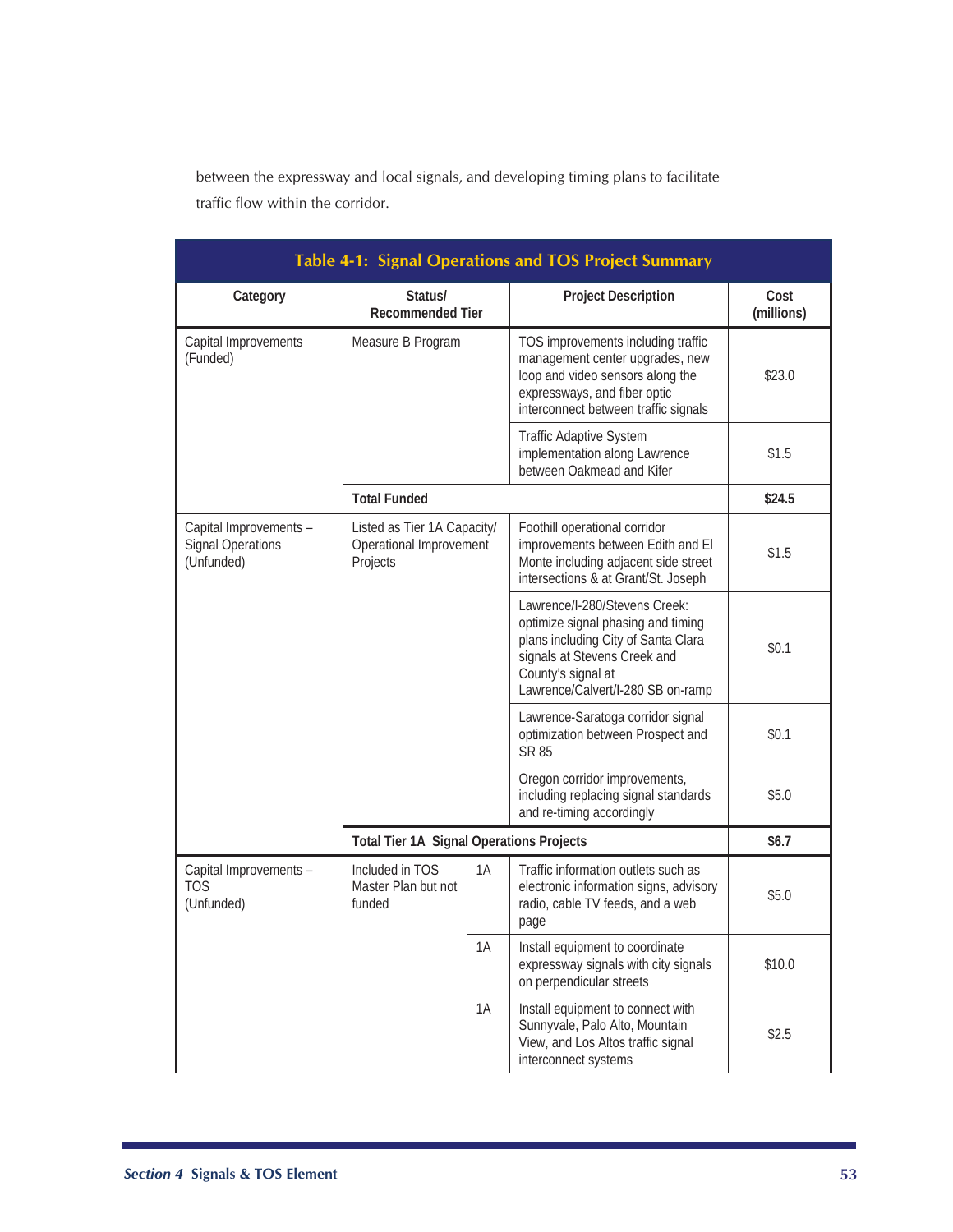between the expressway and local signals, and developing timing plans to facilitate traffic flow within the corridor.

**Table 4-1: Signal Operations and TOS Project Summary**

| Category | Status/ Recommended Tier | | Project Description | Cost (millions) |
|---|---|---|---|---|
| Capital Improvements (Funded) | Measure B Program | | TOS improvements including traffic management center upgrades, new loop and video sensors along the expressways, and fiber optic interconnect between traffic signals | $23.0 |
| | | | Traffic Adaptive System implementation along Lawrence between Oakmead and Kifer | $1.5 |
| | **Total Funded** | | | **$24.5** |
| Capital Improvements – Signal Operations (Unfunded) | Listed as Tier 1A Capacity/ Operational Improvement Projects | | Foothill operational corridor improvements between Edith and El Monte including adjacent side street intersections & at Grant/St. Joseph | $1.5 |
| | | | Lawrence/I-280/Stevens Creek: optimize signal phasing and timing plans including City of Santa Clara signals at Stevens Creek and County's signal at Lawrence/Calvert/I-280 SB on-ramp | $0.1 |
| | | | Lawrence-Saratoga corridor signal optimization between Prospect and SR 85 | $0.1 |
| | | | Oregon corridor improvements, including replacing signal standards and re-timing accordingly | $5.0 |
| | **Total Tier 1A Signal Operations Projects** | | | **$6.7** |
| Capital Improvements – TOS (Unfunded) | Included in TOS Master Plan but not funded | 1A | Traffic information outlets such as electronic information signs, advisory radio, cable TV feeds, and a web page | $5.0 |
| | | 1A | Install equipment to coordinate expressway signals with city signals on perpendicular streets | $10.0 |
| | | 1A | Install equipment to connect with Sunnyvale, Palo Alto, Mountain View, and Los Altos traffic signal interconnect systems | $2.5 |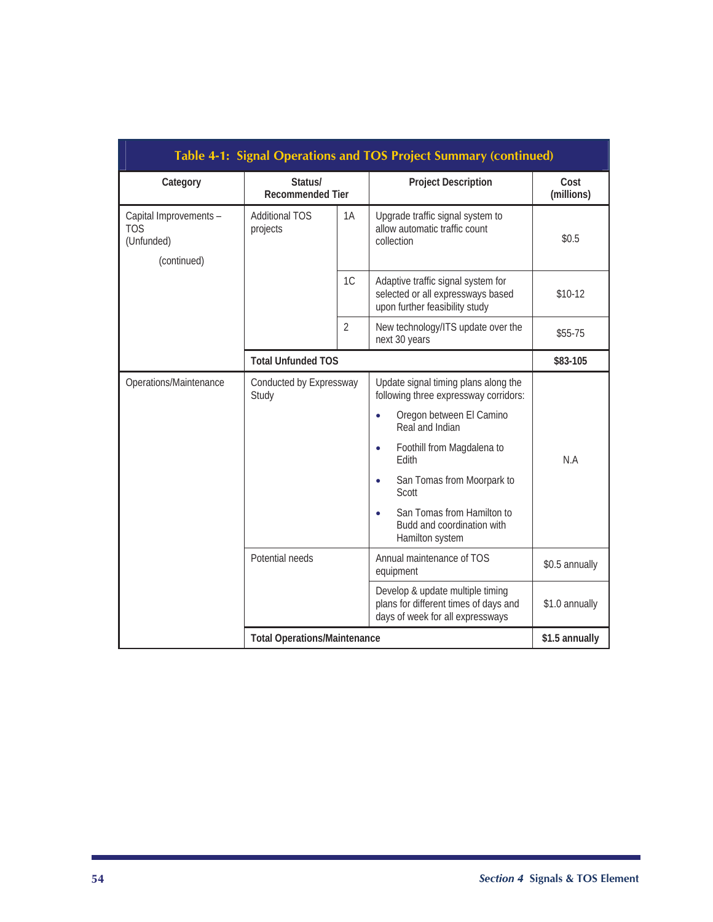## Table 4-1: Signal Operations and TOS Project Summary (continued)

| Category | Status/ Recommended Tier | | Project Description | Cost (millions) |
|---|---|---|---|---|
| Capital Improvements – TOS (Unfunded) (continued) | Additional TOS projects | 1A | Upgrade traffic signal system to allow automatic traffic count collection | $0.5 |
| | | 1C | Adaptive traffic signal system for selected or all expressways based upon further feasibility study | $10-12 |
| | | 2 | New technology/ITS update over the next 30 years | $55-75 |
| | **Total Unfunded TOS** | | | **$83-105** |
| Operations/Maintenance | Conducted by Expressway Study | | Update signal timing plans along the following three expressway corridors: • Oregon between El Camino Real and Indian • Foothill from Magdalena to Edith • San Tomas from Moorpark to Scott • San Tomas from Hamilton to Budd and coordination with Hamilton system | N.A |
| | Potential needs | | Annual maintenance of TOS equipment | $0.5 annually |
| | | | Develop & update multiple timing plans for different times of days and days of week for all expressways | $1.0 annually |
| | **Total Operations/Maintenance** | | | **$1.5 annually** |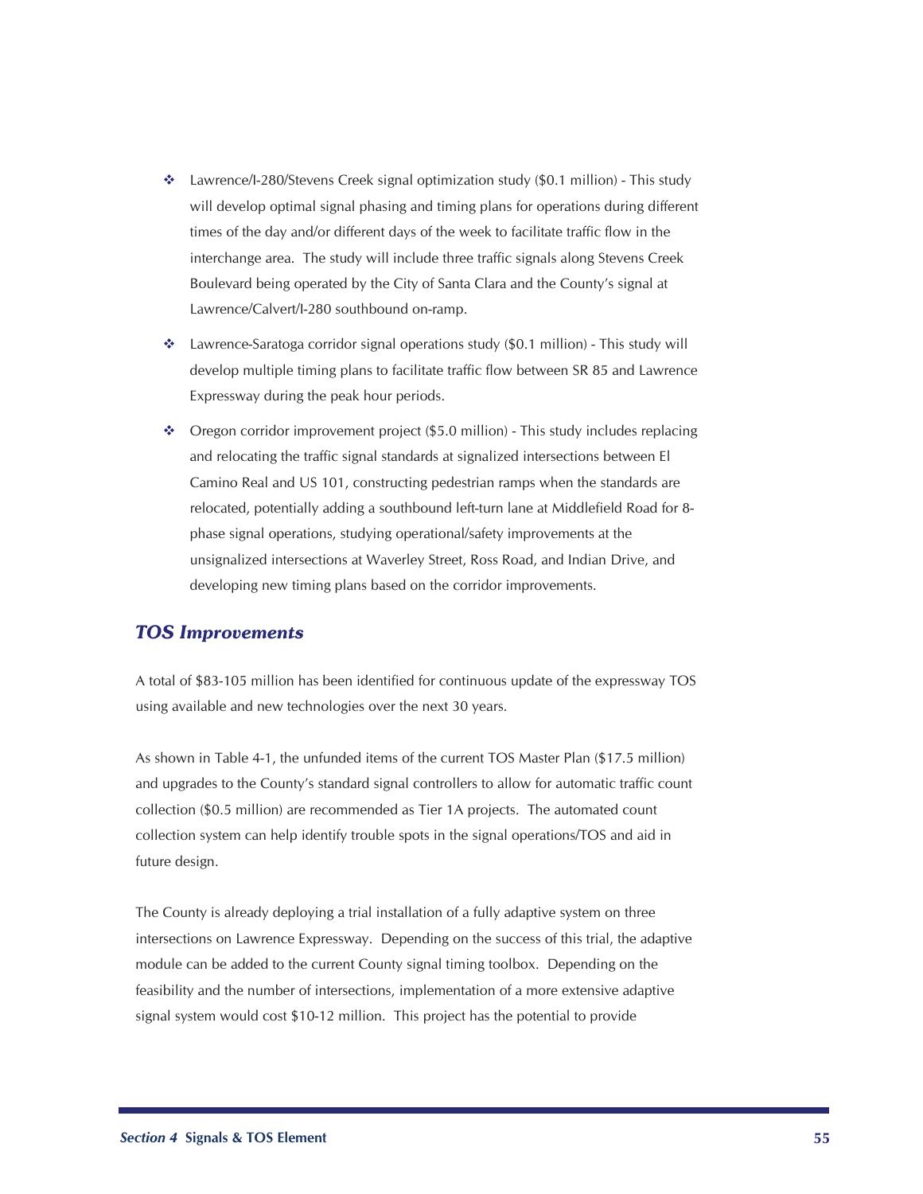- Lawrence/I-280/Stevens Creek signal optimization study ($0.1 million) - This study will develop optimal signal phasing and timing plans for operations during different times of the day and/or different days of the week to facilitate traffic flow in the interchange area. The study will include three traffic signals along Stevens Creek Boulevard being operated by the City of Santa Clara and the County's signal at Lawrence/Calvert/I-280 southbound on-ramp.

- Lawrence-Saratoga corridor signal operations study ($0.1 million) - This study will develop multiple timing plans to facilitate traffic flow between SR 85 and Lawrence Expressway during the peak hour periods.

- Oregon corridor improvement project ($5.0 million) - This study includes replacing and relocating the traffic signal standards at signalized intersections between El Camino Real and US 101, constructing pedestrian ramps when the standards are relocated, potentially adding a southbound left-turn lane at Middlefield Road for 8-phase signal operations, studying operational/safety improvements at the unsignalized intersections at Waverley Street, Ross Road, and Indian Drive, and developing new timing plans based on the corridor improvements.

### *TOS Improvements*

A total of $83-105 million has been identified for continuous update of the expressway TOS using available and new technologies over the next 30 years.

As shown in Table 4-1, the unfunded items of the current TOS Master Plan ($17.5 million) and upgrades to the County's standard signal controllers to allow for automatic traffic count collection ($0.5 million) are recommended as Tier 1A projects. The automated count collection system can help identify trouble spots in the signal operations/TOS and aid in future design.

The County is already deploying a trial installation of a fully adaptive system on three intersections on Lawrence Expressway. Depending on the success of this trial, the adaptive module can be added to the current County signal timing toolbox. Depending on the feasibility and the number of intersections, implementation of a more extensive adaptive signal system would cost $10-12 million. This project has the potential to provide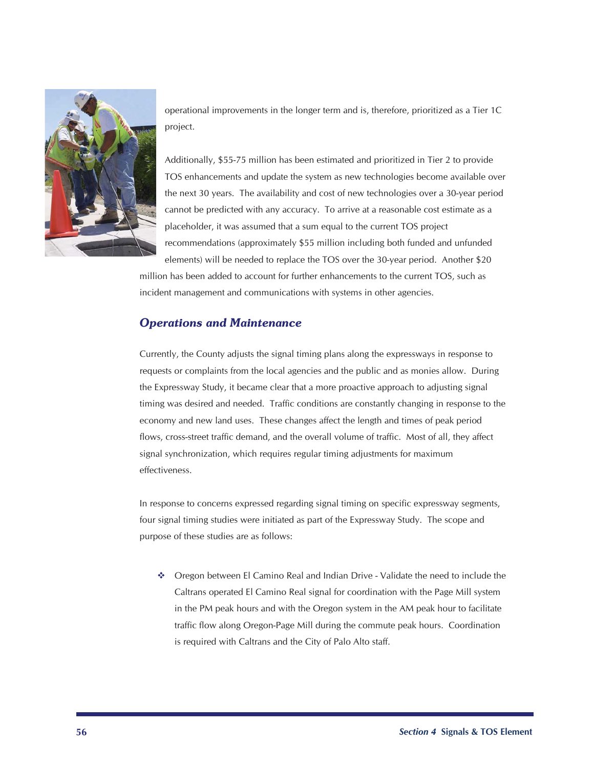operational improvements in the longer term and is, therefore, prioritized as a Tier 1C project.

Additionally, $55-75 million has been estimated and prioritized in Tier 2 to provide TOS enhancements and update the system as new technologies become available over the next 30 years. The availability and cost of new technologies over a 30-year period cannot be predicted with any accuracy. To arrive at a reasonable cost estimate as a placeholder, it was assumed that a sum equal to the current TOS project recommendations (approximately $55 million including both funded and unfunded elements) will be needed to replace the TOS over the 30-year period. Another $20 million has been added to account for further enhancements to the current TOS, such as incident management and communications with systems in other agencies.

## *Operations and Maintenance*

Currently, the County adjusts the signal timing plans along the expressways in response to requests or complaints from the local agencies and the public and as monies allow. During the Expressway Study, it became clear that a more proactive approach to adjusting signal timing was desired and needed. Traffic conditions are constantly changing in response to the economy and new land uses. These changes affect the length and times of peak period flows, cross-street traffic demand, and the overall volume of traffic. Most of all, they affect signal synchronization, which requires regular timing adjustments for maximum effectiveness.

In response to concerns expressed regarding signal timing on specific expressway segments, four signal timing studies were initiated as part of the Expressway Study. The scope and purpose of these studies are as follows:

- Oregon between El Camino Real and Indian Drive - Validate the need to include the Caltrans operated El Camino Real signal for coordination with the Page Mill system in the PM peak hours and with the Oregon system in the AM peak hour to facilitate traffic flow along Oregon-Page Mill during the commute peak hours. Coordination is required with Caltrans and the City of Palo Alto staff.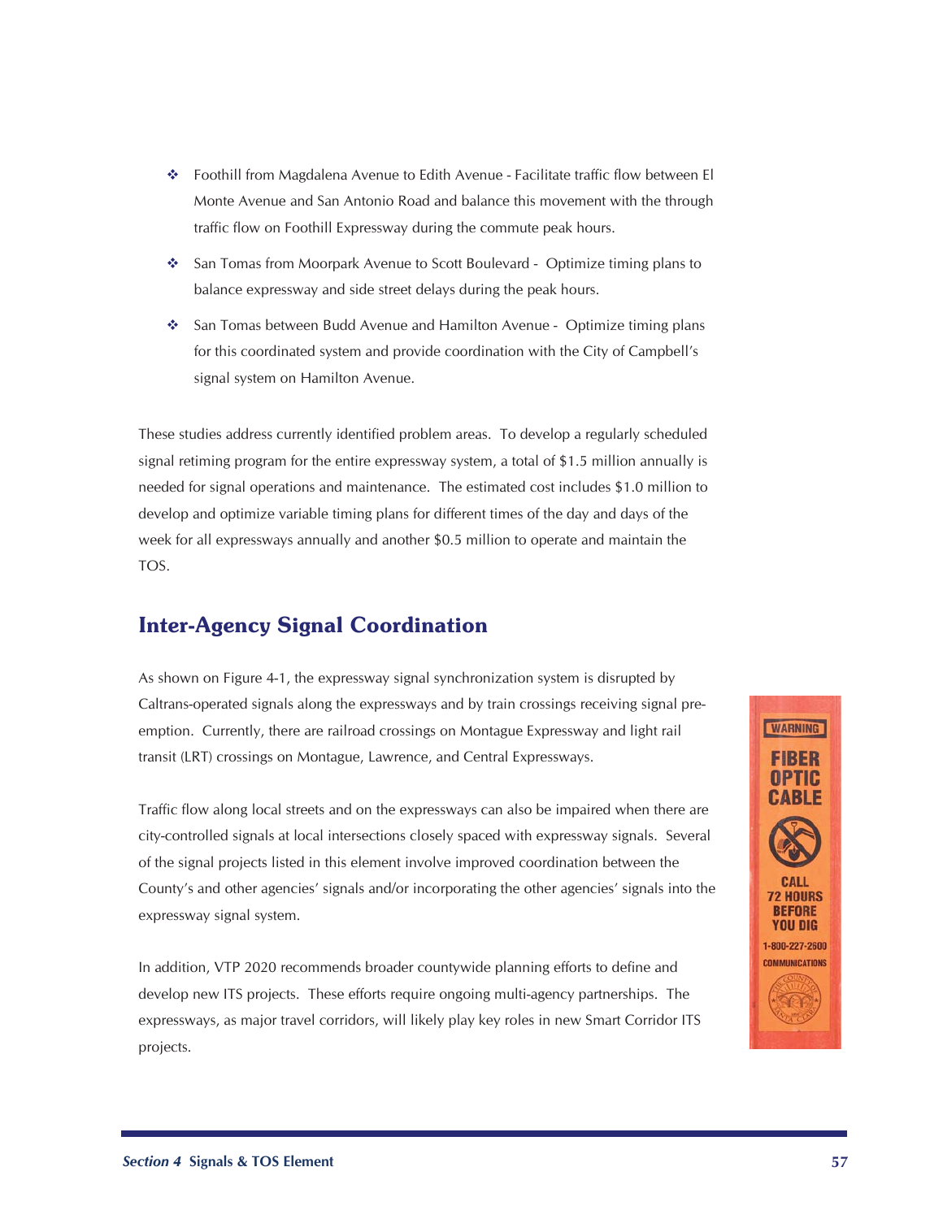- Foothill from Magdalena Avenue to Edith Avenue - Facilitate traffic flow between El Monte Avenue and San Antonio Road and balance this movement with the through traffic flow on Foothill Expressway during the commute peak hours.
- San Tomas from Moorpark Avenue to Scott Boulevard - Optimize timing plans to balance expressway and side street delays during the peak hours.
- San Tomas between Budd Avenue and Hamilton Avenue - Optimize timing plans for this coordinated system and provide coordination with the City of Campbell's signal system on Hamilton Avenue.

These studies address currently identified problem areas. To develop a regularly scheduled signal retiming program for the entire expressway system, a total of $1.5 million annually is needed for signal operations and maintenance. The estimated cost includes $1.0 million to develop and optimize variable timing plans for different times of the day and days of the week for all expressways annually and another $0.5 million to operate and maintain the TOS.

## Inter-Agency Signal Coordination

As shown on Figure 4-1, the expressway signal synchronization system is disrupted by Caltrans-operated signals along the expressways and by train crossings receiving signal pre-emption. Currently, there are railroad crossings on Montague Expressway and light rail transit (LRT) crossings on Montague, Lawrence, and Central Expressways.

Traffic flow along local streets and on the expressways can also be impaired when there are city-controlled signals at local intersections closely spaced with expressway signals. Several of the signal projects listed in this element involve improved coordination between the County's and other agencies' signals and/or incorporating the other agencies' signals into the expressway signal system.

In addition, VTP 2020 recommends broader countywide planning efforts to define and develop new ITS projects. These efforts require ongoing multi-agency partnerships. The expressways, as major travel corridors, will likely play key roles in new Smart Corridor ITS projects.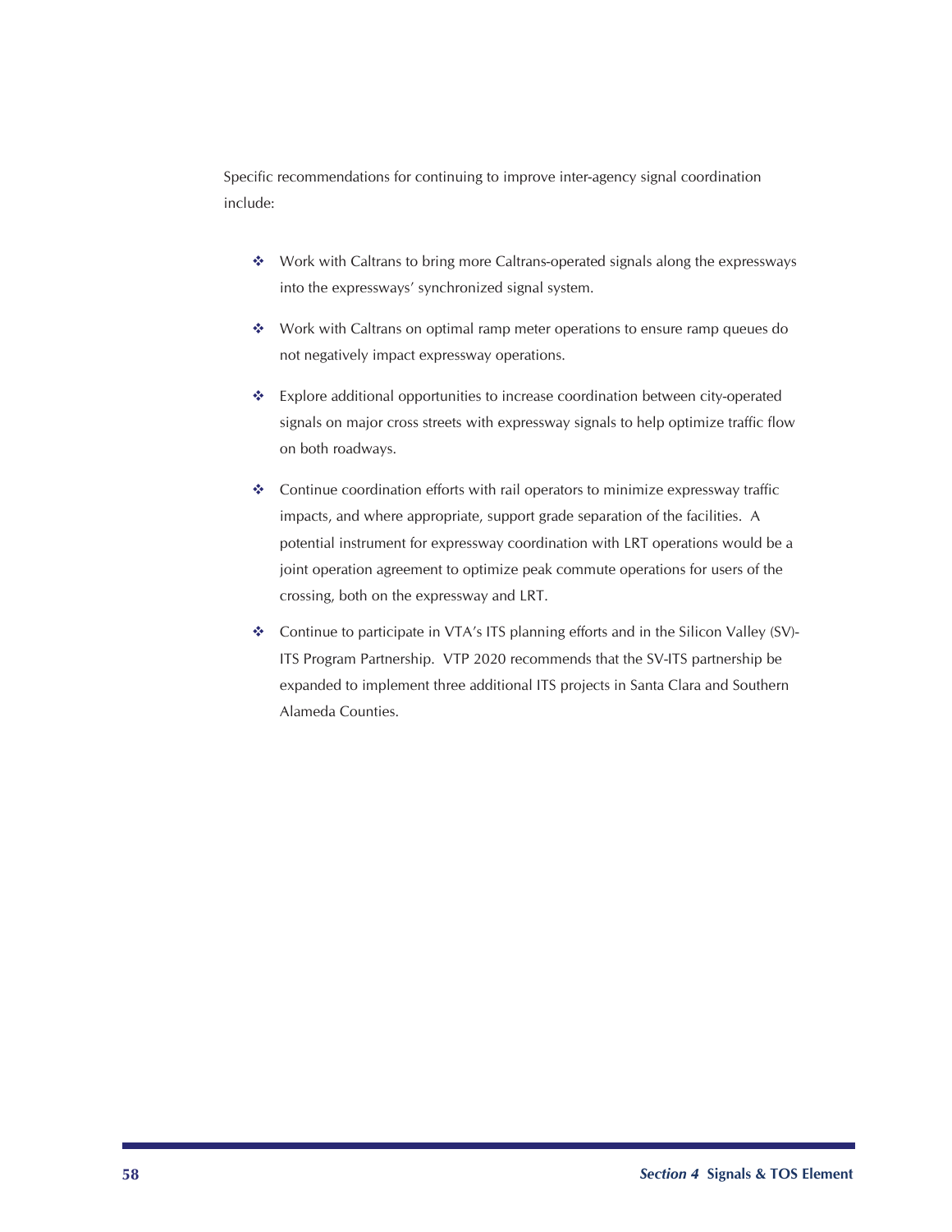Specific recommendations for continuing to improve inter-agency signal coordination include:

- Work with Caltrans to bring more Caltrans-operated signals along the expressways into the expressways' synchronized signal system.

- Work with Caltrans on optimal ramp meter operations to ensure ramp queues do not negatively impact expressway operations.

- Explore additional opportunities to increase coordination between city-operated signals on major cross streets with expressway signals to help optimize traffic flow on both roadways.

- Continue coordination efforts with rail operators to minimize expressway traffic impacts, and where appropriate, support grade separation of the facilities. A potential instrument for expressway coordination with LRT operations would be a joint operation agreement to optimize peak commute operations for users of the crossing, both on the expressway and LRT.

- Continue to participate in VTA's ITS planning efforts and in the Silicon Valley (SV)-ITS Program Partnership. VTP 2020 recommends that the SV-ITS partnership be expanded to implement three additional ITS projects in Santa Clara and Southern Alameda Counties.